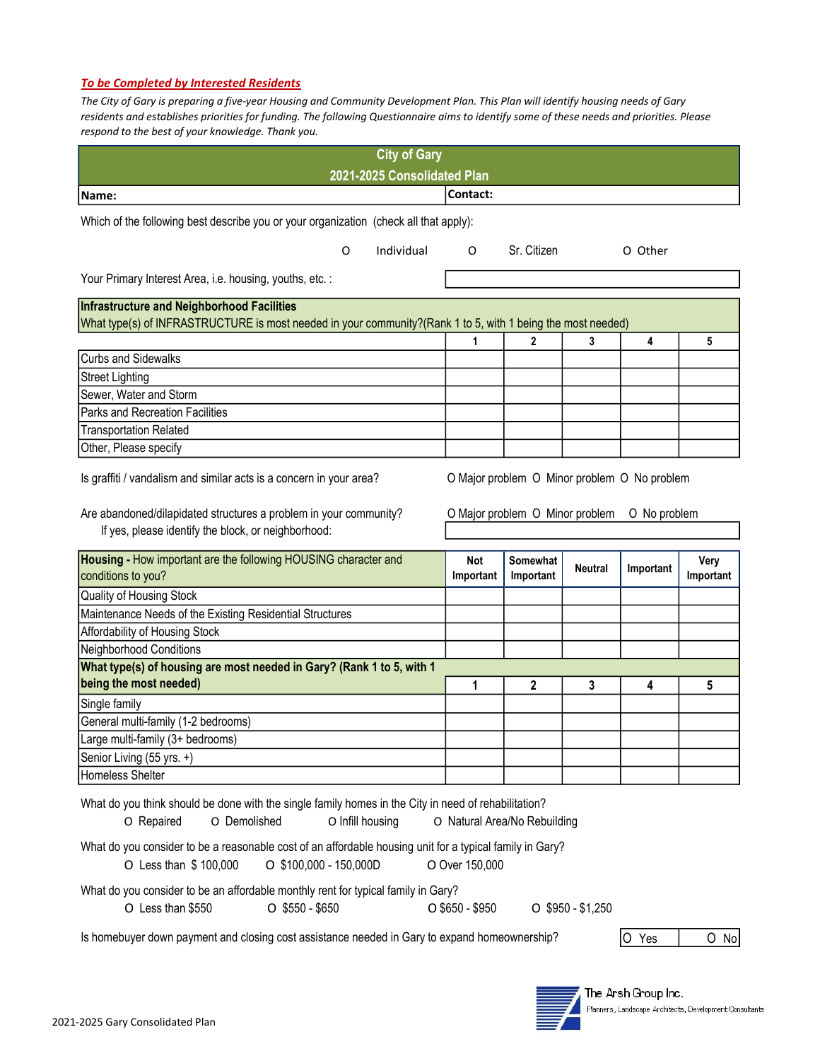***To be Completed by Interested Residents***

*The City of Gary is preparing a five-year Housing and Community Development Plan. This Plan will identify housing needs of Gary residents and establishes priorities for funding. The following Questionnaire aims to identify some of these needs and priorities. Please respond to the best of your knowledge. Thank you.*

| City of Gary<br>2021-2025 Consolidated Plan | |
|---|---|
| **Name:** | **Contact:** |

Which of the following best describe you or your organization (check all that apply):

O Individual O Sr. Citizen O Other

Your Primary Interest Area, i.e. housing, youths, etc. :

| **Infrastructure and Neighborhood Facilities**<br>What type(s) of INFRASTRUCTURE is most needed in your community?(Rank 1 to 5, with 1 being the most needed) | | | | | |
|---|---|---|---|---|---|
| | 1 | 2 | 3 | 4 | 5 |
| Curbs and Sidewalks | | | | | |
| Street Lighting | | | | | |
| Sewer, Water and Storm | | | | | |
| Parks and Recreation Facilities | | | | | |
| Transportation Related | | | | | |
| Other, Please specify | | | | | |

Is graffiti / vandalism and similar acts is a concern in your area? O Major problem O Minor problem O No problem

Are abandoned/dilapidated structures a problem in your community? O Major problem O Minor problem O No problem

If yes, please identify the block, or neighborhood:

| **Housing -** How important are the following HOUSING character and conditions to you? | Not Important | Somewhat Important | Neutral | Important | Very Important |
|---|---|---|---|---|---|
| Quality of Housing Stock | | | | | |
| Maintenance Needs of the Existing Residential Structures | | | | | |
| Affordability of Housing Stock | | | | | |
| Neighborhood Conditions | | | | | |
| **What type(s) of housing are most needed in Gary? (Rank 1 to 5, with 1 being the most needed)** | 1 | 2 | 3 | 4 | 5 |
| Single family | | | | | |
| General multi-family (1-2 bedrooms) | | | | | |
| Large multi-family (3+ bedrooms) | | | | | |
| Senior Living (55 yrs. +) | | | | | |
| Homeless Shelter | | | | | |

What do you think should be done with the single family homes in the City in need of rehabilitation?

O Repaired O Demolished O Infill housing O Natural Area/No Rebuilding

What do you consider to be a reasonable cost of an affordable housing unit for a typical family in Gary?

O Less than $ 100,000 O $100,000 - 150,000D O Over 150,000

What do you consider to be an affordable monthly rent for typical family in Gary?

O Less than $550 O $550 - $650 O $650 - $950 O $950 - $1,250

Is homebuyer down payment and closing cost assistance needed in Gary to expand homeownership? O Yes O No

The Arsh Group Inc.
Planners, Landscape Architects, Development Consultants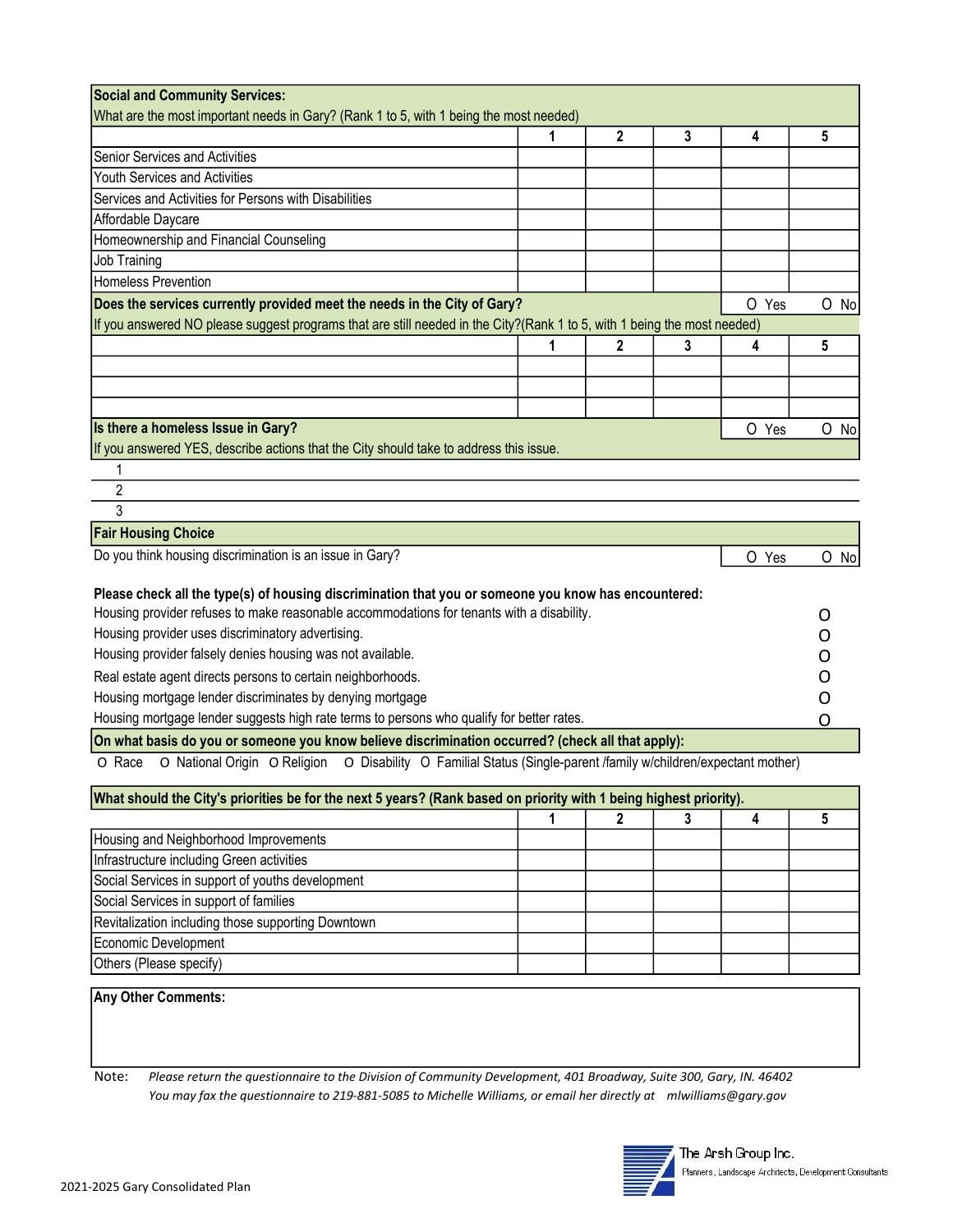**Social and Community Services:**

What are the most important needs in Gary? (Rank 1 to 5, with 1 being the most needed)

| | 1 | 2 | 3 | 4 | 5 |
|---|---|---|---|---|---|
| Senior Services and Activities | | | | | |
| Youth Services and Activities | | | | | |
| Services and Activities for Persons with Disabilities | | | | | |
| Affordable Daycare | | | | | |
| Homeownership and Financial Counseling | | | | | |
| Job Training | | | | | |
| Homeless Prevention | | | | | |

**Does the services currently provided meet the needs in the City of Gary?** O Yes O No

If you answered NO please suggest programs that are still needed in the City?(Rank 1 to 5, with 1 being the most needed)

| | 1 | 2 | 3 | 4 | 5 |
|---|---|---|---|---|---|
| | | | | | |
| | | | | | |
| | | | | | |

**Is there a homeless Issue in Gary?** O Yes O No

If you answered YES, describe actions that the City should take to address this issue.

1

2

3

**Fair Housing Choice**

Do you think housing discrimination is an issue in Gary? O Yes O No

**Please check all the type(s) of housing discrimination that you or someone you know has encountered:**

- Housing provider refuses to make reasonable accommodations for tenants with a disability. O
- Housing provider uses discriminatory advertising. O
- Housing provider falsely denies housing was not available. O
- Real estate agent directs persons to certain neighborhoods. O
- Housing mortgage lender discriminates by denying mortgage O
- Housing mortgage lender suggests high rate terms to persons who qualify for better rates. O

**On what basis do you or someone you know believe discrimination occurred? (check all that apply):**

O Race O National Origin O Religion O Disability O Familial Status (Single-parent /family w/children/expectant mother)

**What should the City's priorities be for the next 5 years? (Rank based on priority with 1 being highest priority).**

| | 1 | 2 | 3 | 4 | 5 |
|---|---|---|---|---|---|
| Housing and Neighborhood Improvements | | | | | |
| Infrastructure including Green activities | | | | | |
| Social Services in support of youths development | | | | | |
| Social Services in support of families | | | | | |
| Revitalization including those supporting Downtown | | | | | |
| Economic Development | | | | | |
| Others (Please specify) | | | | | |

**Any Other Comments:**

Note: *Please return the questionnaire to the Division of Community Development, 401 Broadway, Suite 300, Gary, IN. 46402*
*You may fax the questionnaire to 219-881-5085 to Michelle Williams, or email her directly at mlwilliams@gary.gov*

The Arsh Group Inc.
Planners, Landscape Architects, Development Consultants